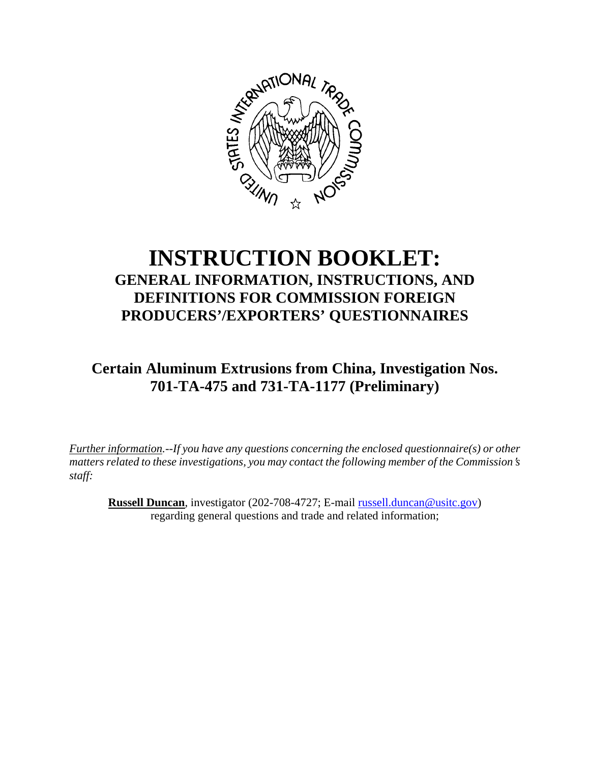# INSTRUCTION BOOKLET:

## GENERAL INFORMATION, INSTRUCTIONS, AND DEFINITIONS FOR COMMISSION FOREIGN PRODUCERS'/EXPORTERS' QUESTIONNAIRES

## Certain Aluminum Extrusions from China, Investigation Nos. 701-TA-475 and 731-TA-1177 (Preliminary)

*Further information.--If you have any questions concerning the enclosed questionnaire(s) or other matters related to these investigations, you may contact the following member of the Commission's staff:*

**Russell Duncan**, investigator (202-708-4727; E-mail russell.duncan@usitc.gov) regarding general questions and trade and related information;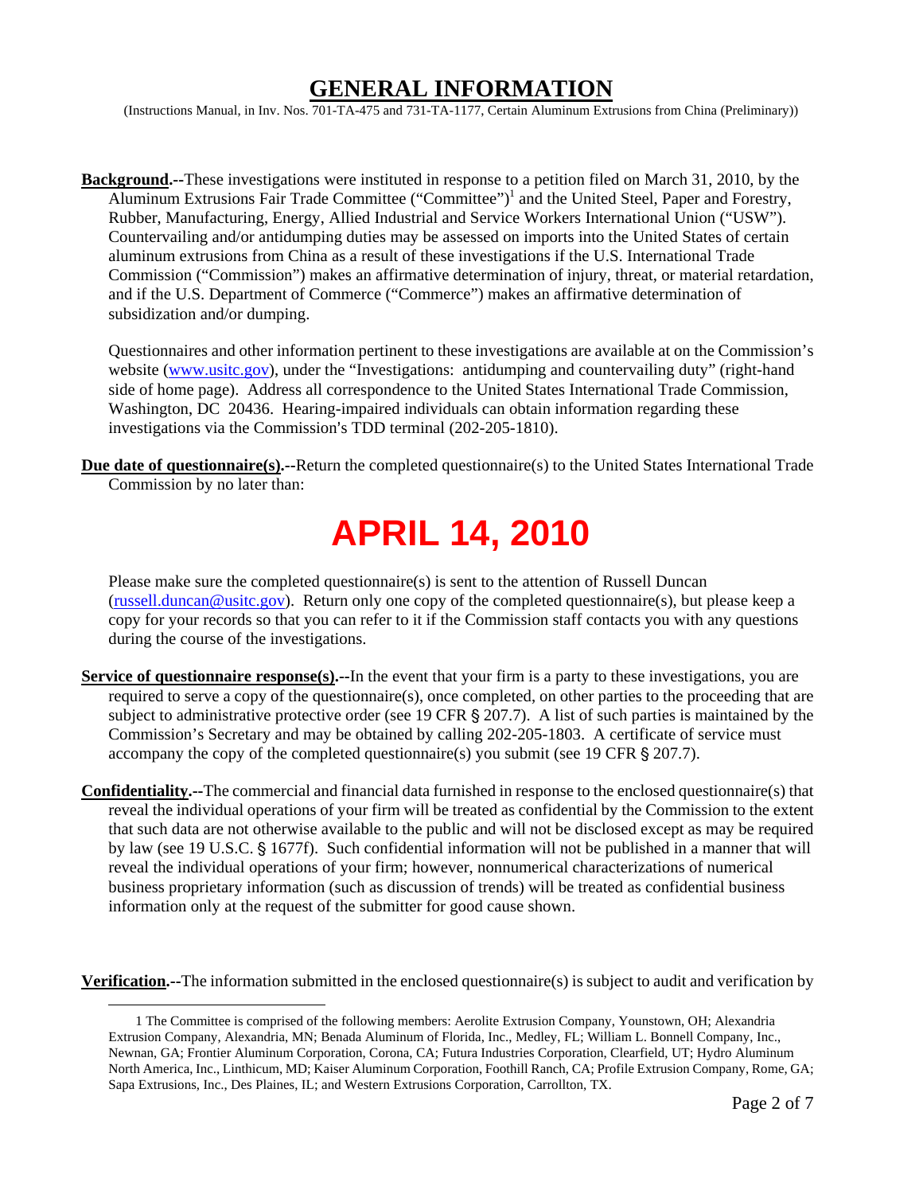# GENERAL INFORMATION

(Instructions Manual, in Inv. Nos. 701-TA-475 and 731-TA-1177, Certain Aluminum Extrusions from China (Preliminary))

**Background.**--These investigations were instituted in response to a petition filed on March 31, 2010, by the Aluminum Extrusions Fair Trade Committee ("Committee")[1] and the United Steel, Paper and Forestry, Rubber, Manufacturing, Energy, Allied Industrial and Service Workers International Union ("USW"). Countervailing and/or antidumping duties may be assessed on imports into the United States of certain aluminum extrusions from China as a result of these investigations if the U.S. International Trade Commission ("Commission") makes an affirmative determination of injury, threat, or material retardation, and if the U.S. Department of Commerce ("Commerce") makes an affirmative determination of subsidization and/or dumping.

Questionnaires and other information pertinent to these investigations are available at on the Commission's website (www.usitc.gov), under the "Investigations: antidumping and countervailing duty" (right-hand side of home page). Address all correspondence to the United States International Trade Commission, Washington, DC 20436. Hearing-impaired individuals can obtain information regarding these investigations via the Commission's TDD terminal (202-205-1810).

**Due date of questionnaire(s).**--Return the completed questionnaire(s) to the United States International Trade Commission by no later than:

# APRIL 14, 2010

Please make sure the completed questionnaire(s) is sent to the attention of Russell Duncan (russell.duncan@usitc.gov). Return only one copy of the completed questionnaire(s), but please keep a copy for your records so that you can refer to it if the Commission staff contacts you with any questions during the course of the investigations.

**Service of questionnaire response(s).**--In the event that your firm is a party to these investigations, you are required to serve a copy of the questionnaire(s), once completed, on other parties to the proceeding that are subject to administrative protective order (see 19 CFR § 207.7). A list of such parties is maintained by the Commission's Secretary and may be obtained by calling 202-205-1803. A certificate of service must accompany the copy of the completed questionnaire(s) you submit (see 19 CFR § 207.7).

**Confidentiality.**--The commercial and financial data furnished in response to the enclosed questionnaire(s) that reveal the individual operations of your firm will be treated as confidential by the Commission to the extent that such data are not otherwise available to the public and will not be disclosed except as may be required by law (see 19 U.S.C. § 1677f). Such confidential information will not be published in a manner that will reveal the individual operations of your firm; however, nonnumerical characterizations of numerical business proprietary information (such as discussion of trends) will be treated as confidential business information only at the request of the submitter for good cause shown.

**Verification.**--The information submitted in the enclosed questionnaire(s) is subject to audit and verification by

---

[1] The Committee is comprised of the following members: Aerolite Extrusion Company, Younstown, OH; Alexandria Extrusion Company, Alexandria, MN; Benada Aluminum of Florida, Inc., Medley, FL; William L. Bonnell Company, Inc., Newnan, GA; Frontier Aluminum Corporation, Corona, CA; Futura Industries Corporation, Clearfield, UT; Hydro Aluminum North America, Inc., Linthicum, MD; Kaiser Aluminum Corporation, Foothill Ranch, CA; Profile Extrusion Company, Rome, GA; Sapa Extrusions, Inc., Des Plaines, IL; and Western Extrusions Corporation, Carrollton, TX.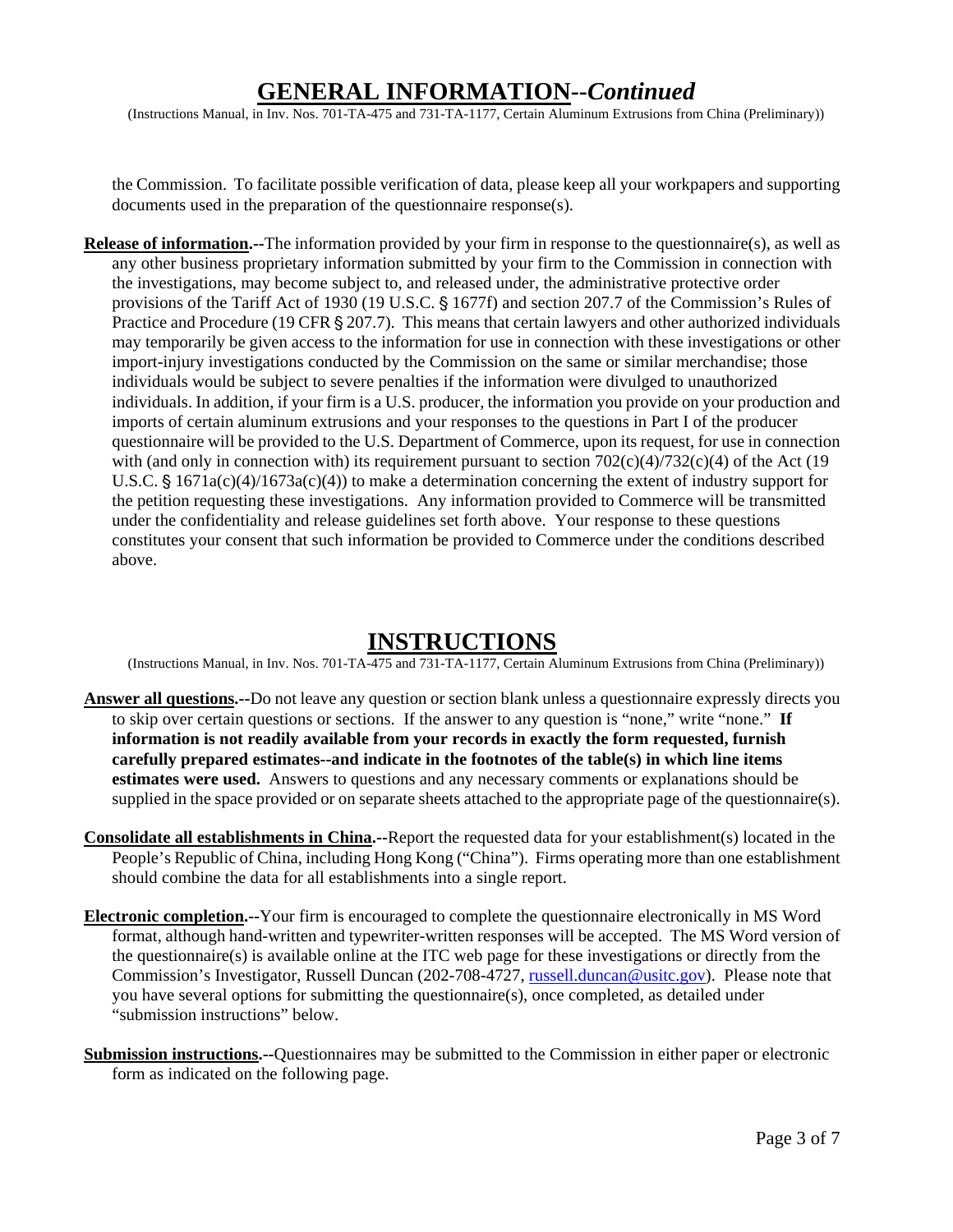## GENERAL INFORMATION--*Continued*

(Instructions Manual, in Inv. Nos. 701-TA-475 and 731-TA-1177, Certain Aluminum Extrusions from China (Preliminary))

the Commission. To facilitate possible verification of data, please keep all your workpapers and supporting documents used in the preparation of the questionnaire response(s).

**Release of information.--**The information provided by your firm in response to the questionnaire(s), as well as any other business proprietary information submitted by your firm to the Commission in connection with the investigations, may become subject to, and released under, the administrative protective order provisions of the Tariff Act of 1930 (19 U.S.C. § 1677f) and section 207.7 of the Commission's Rules of Practice and Procedure (19 CFR § 207.7). This means that certain lawyers and other authorized individuals may temporarily be given access to the information for use in connection with these investigations or other import-injury investigations conducted by the Commission on the same or similar merchandise; those individuals would be subject to severe penalties if the information were divulged to unauthorized individuals. In addition, if your firm is a U.S. producer, the information you provide on your production and imports of certain aluminum extrusions and your responses to the questions in Part I of the producer questionnaire will be provided to the U.S. Department of Commerce, upon its request, for use in connection with (and only in connection with) its requirement pursuant to section 702(c)(4)/732(c)(4) of the Act (19 U.S.C. § 1671a(c)(4)/1673a(c)(4)) to make a determination concerning the extent of industry support for the petition requesting these investigations. Any information provided to Commerce will be transmitted under the confidentiality and release guidelines set forth above. Your response to these questions constitutes your consent that such information be provided to Commerce under the conditions described above.

## INSTRUCTIONS

(Instructions Manual, in Inv. Nos. 701-TA-475 and 731-TA-1177, Certain Aluminum Extrusions from China (Preliminary))

**Answer all questions.--**Do not leave any question or section blank unless a questionnaire expressly directs you to skip over certain questions or sections. If the answer to any question is "none," write "none." **If information is not readily available from your records in exactly the form requested, furnish carefully prepared estimates--and indicate in the footnotes of the table(s) in which line items estimates were used.** Answers to questions and any necessary comments or explanations should be supplied in the space provided or on separate sheets attached to the appropriate page of the questionnaire(s).

**Consolidate all establishments in China.--**Report the requested data for your establishment(s) located in the People's Republic of China, including Hong Kong ("China"). Firms operating more than one establishment should combine the data for all establishments into a single report.

**Electronic completion.--**Your firm is encouraged to complete the questionnaire electronically in MS Word format, although hand-written and typewriter-written responses will be accepted. The MS Word version of the questionnaire(s) is available online at the ITC web page for these investigations or directly from the Commission's Investigator, Russell Duncan (202-708-4727, russell.duncan@usitc.gov). Please note that you have several options for submitting the questionnaire(s), once completed, as detailed under "submission instructions" below.

**Submission instructions.--**Questionnaires may be submitted to the Commission in either paper or electronic form as indicated on the following page.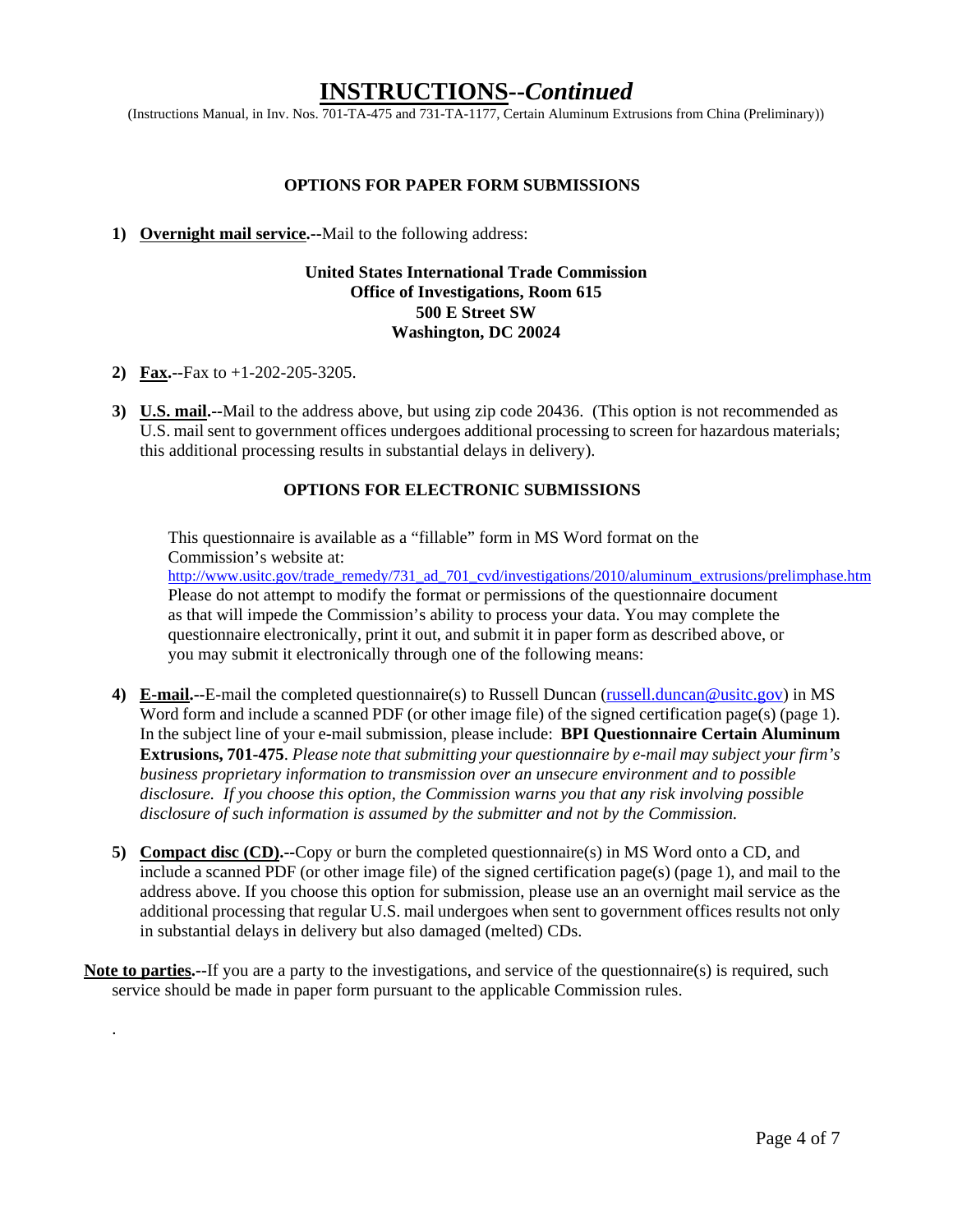# INSTRUCTIONS--*Continued*

(Instructions Manual, in Inv. Nos. 701-TA-475 and 731-TA-1177, Certain Aluminum Extrusions from China (Preliminary))

### OPTIONS FOR PAPER FORM SUBMISSIONS

1) **Overnight mail service.**--Mail to the following address:

**United States International Trade Commission**
**Office of Investigations, Room 615**
**500 E Street SW**
**Washington, DC 20024**

2) **Fax.**--Fax to +1-202-205-3205.

3) **U.S. mail.**--Mail to the address above, but using zip code 20436. (This option is not recommended as U.S. mail sent to government offices undergoes additional processing to screen for hazardous materials; this additional processing results in substantial delays in delivery).

### OPTIONS FOR ELECTRONIC SUBMISSIONS

This questionnaire is available as a "fillable" form in MS Word format on the Commission's website at: http://www.usitc.gov/trade_remedy/731_ad_701_cvd/investigations/2010/aluminum_extrusions/prelimphase.htm Please do not attempt to modify the format or permissions of the questionnaire document as that will impede the Commission's ability to process your data. You may complete the questionnaire electronically, print it out, and submit it in paper form as described above, or you may submit it electronically through one of the following means:

4) **E-mail.**--E-mail the completed questionnaire(s) to Russell Duncan (russell.duncan@usitc.gov) in MS Word form and include a scanned PDF (or other image file) of the signed certification page(s) (page 1). In the subject line of your e-mail submission, please include: **BPI Questionnaire Certain Aluminum Extrusions, 701-475**. *Please note that submitting your questionnaire by e-mail may subject your firm's business proprietary information to transmission over an unsecure environment and to possible disclosure. If you choose this option, the Commission warns you that any risk involving possible disclosure of such information is assumed by the submitter and not by the Commission.*

5) **Compact disc (CD).**--Copy or burn the completed questionnaire(s) in MS Word onto a CD, and include a scanned PDF (or other image file) of the signed certification page(s) (page 1), and mail to the address above. If you choose this option for submission, please use an an overnight mail service as the additional processing that regular U.S. mail undergoes when sent to government offices results not only in substantial delays in delivery but also damaged (melted) CDs.

**Note to parties.**--If you are a party to the investigations, and service of the questionnaire(s) is required, such service should be made in paper form pursuant to the applicable Commission rules.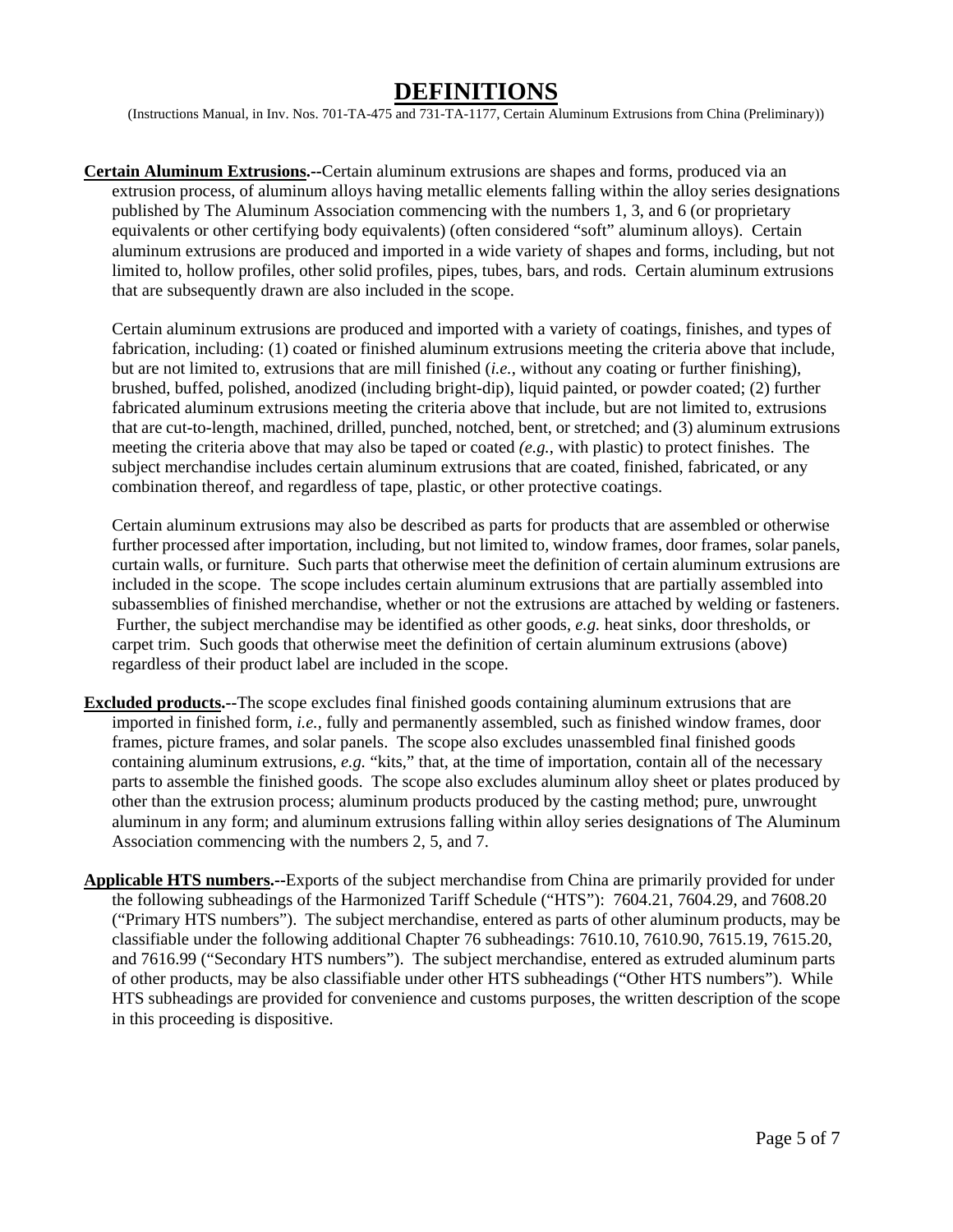# DEFINITIONS

(Instructions Manual, in Inv. Nos. 701-TA-475 and 731-TA-1177, Certain Aluminum Extrusions from China (Preliminary))

**Certain Aluminum Extrusions.**--Certain aluminum extrusions are shapes and forms, produced via an extrusion process, of aluminum alloys having metallic elements falling within the alloy series designations published by The Aluminum Association commencing with the numbers 1, 3, and 6 (or proprietary equivalents or other certifying body equivalents) (often considered "soft" aluminum alloys). Certain aluminum extrusions are produced and imported in a wide variety of shapes and forms, including, but not limited to, hollow profiles, other solid profiles, pipes, tubes, bars, and rods. Certain aluminum extrusions that are subsequently drawn are also included in the scope.

Certain aluminum extrusions are produced and imported with a variety of coatings, finishes, and types of fabrication, including: (1) coated or finished aluminum extrusions meeting the criteria above that include, but are not limited to, extrusions that are mill finished (*i.e.*, without any coating or further finishing), brushed, buffed, polished, anodized (including bright-dip), liquid painted, or powder coated; (2) further fabricated aluminum extrusions meeting the criteria above that include, but are not limited to, extrusions that are cut-to-length, machined, drilled, punched, notched, bent, or stretched; and (3) aluminum extrusions meeting the criteria above that may also be taped or coated *(e.g.*, with plastic) to protect finishes. The subject merchandise includes certain aluminum extrusions that are coated, finished, fabricated, or any combination thereof, and regardless of tape, plastic, or other protective coatings.

Certain aluminum extrusions may also be described as parts for products that are assembled or otherwise further processed after importation, including, but not limited to, window frames, door frames, solar panels, curtain walls, or furniture. Such parts that otherwise meet the definition of certain aluminum extrusions are included in the scope. The scope includes certain aluminum extrusions that are partially assembled into subassemblies of finished merchandise, whether or not the extrusions are attached by welding or fasteners. Further, the subject merchandise may be identified as other goods, *e.g.* heat sinks, door thresholds, or carpet trim. Such goods that otherwise meet the definition of certain aluminum extrusions (above) regardless of their product label are included in the scope.

**Excluded products.**--The scope excludes final finished goods containing aluminum extrusions that are imported in finished form, *i.e.*, fully and permanently assembled, such as finished window frames, door frames, picture frames, and solar panels. The scope also excludes unassembled final finished goods containing aluminum extrusions, *e.g.* "kits," that, at the time of importation, contain all of the necessary parts to assemble the finished goods. The scope also excludes aluminum alloy sheet or plates produced by other than the extrusion process; aluminum products produced by the casting method; pure, unwrought aluminum in any form; and aluminum extrusions falling within alloy series designations of The Aluminum Association commencing with the numbers 2, 5, and 7.

**Applicable HTS numbers.**--Exports of the subject merchandise from China are primarily provided for under the following subheadings of the Harmonized Tariff Schedule ("HTS"): 7604.21, 7604.29, and 7608.20 ("Primary HTS numbers"). The subject merchandise, entered as parts of other aluminum products, may be classifiable under the following additional Chapter 76 subheadings: 7610.10, 7610.90, 7615.19, 7615.20, and 7616.99 ("Secondary HTS numbers"). The subject merchandise, entered as extruded aluminum parts of other products, may be also classifiable under other HTS subheadings ("Other HTS numbers"). While HTS subheadings are provided for convenience and customs purposes, the written description of the scope in this proceeding is dispositive.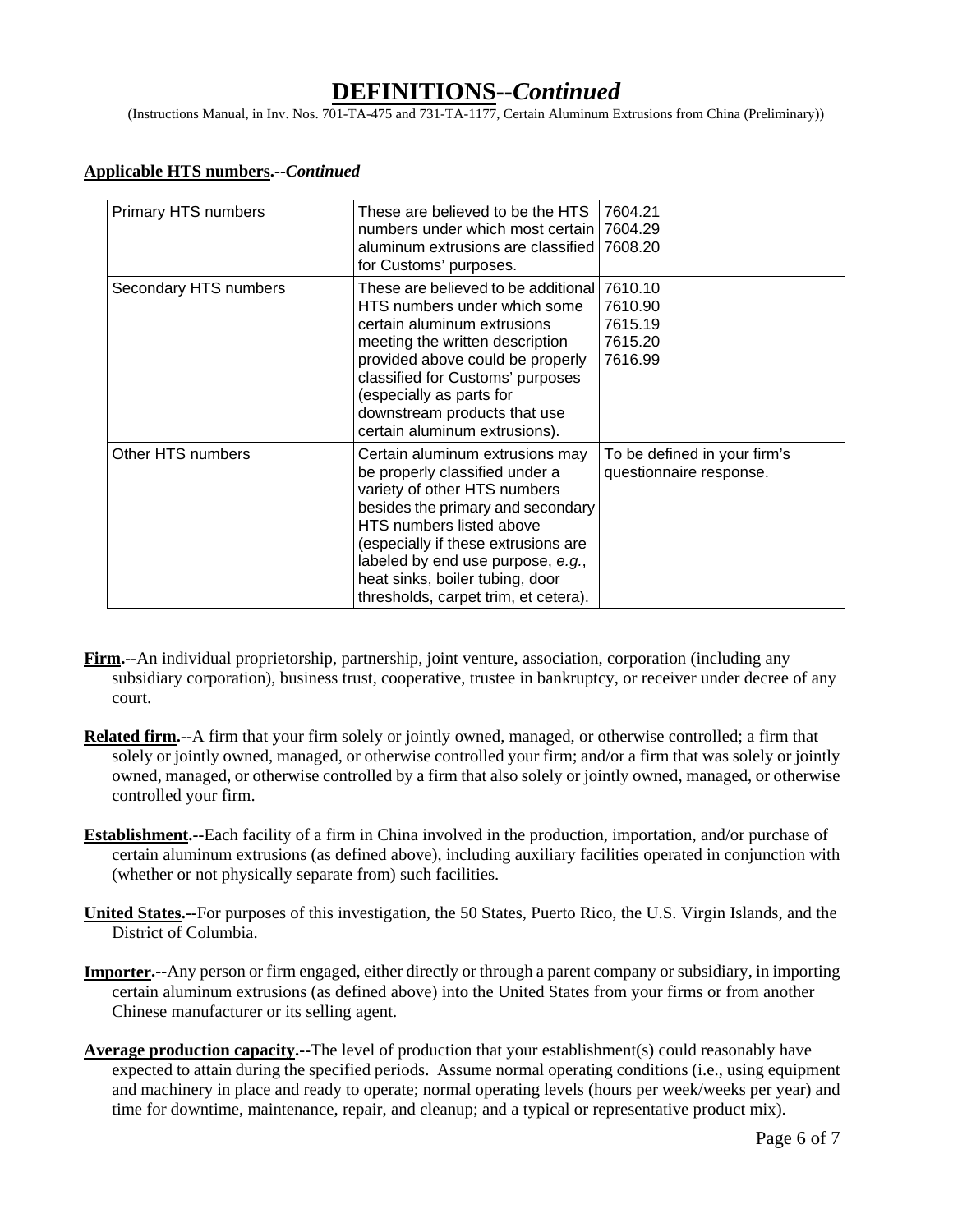# **DEFINITIONS--*Continued***

(Instructions Manual, in Inv. Nos. 701-TA-475 and 731-TA-1177, Certain Aluminum Extrusions from China (Preliminary))

**Applicable HTS numbers.--*Continued***

| | | |
|---|---|---|
| Primary HTS numbers | These are believed to be the HTS numbers under which most certain aluminum extrusions are classified for Customs' purposes. | 7604.21<br>7604.29<br>7608.20 |
| Secondary HTS numbers | These are believed to be additional HTS numbers under which some certain aluminum extrusions meeting the written description provided above could be properly classified for Customs' purposes (especially as parts for downstream products that use certain aluminum extrusions). | 7610.10<br>7610.90<br>7615.19<br>7615.20<br>7616.99 |
| Other HTS numbers | Certain aluminum extrusions may be properly classified under a variety of other HTS numbers besides the primary and secondary HTS numbers listed above (especially if these extrusions are labeled by end use purpose, *e.g.*, heat sinks, boiler tubing, door thresholds, carpet trim, et cetera). | To be defined in your firm's questionnaire response. |

**Firm.**--An individual proprietorship, partnership, joint venture, association, corporation (including any subsidiary corporation), business trust, cooperative, trustee in bankruptcy, or receiver under decree of any court.

**Related firm.**--A firm that your firm solely or jointly owned, managed, or otherwise controlled; a firm that solely or jointly owned, managed, or otherwise controlled your firm; and/or a firm that was solely or jointly owned, managed, or otherwise controlled by a firm that also solely or jointly owned, managed, or otherwise controlled your firm.

**Establishment.**--Each facility of a firm in China involved in the production, importation, and/or purchase of certain aluminum extrusions (as defined above), including auxiliary facilities operated in conjunction with (whether or not physically separate from) such facilities.

**United States.**--For purposes of this investigation, the 50 States, Puerto Rico, the U.S. Virgin Islands, and the District of Columbia.

**Importer.**--Any person or firm engaged, either directly or through a parent company or subsidiary, in importing certain aluminum extrusions (as defined above) into the United States from your firms or from another Chinese manufacturer or its selling agent.

**Average production capacity.**--The level of production that your establishment(s) could reasonably have expected to attain during the specified periods. Assume normal operating conditions (i.e., using equipment and machinery in place and ready to operate; normal operating levels (hours per week/weeks per year) and time for downtime, maintenance, repair, and cleanup; and a typical or representative product mix).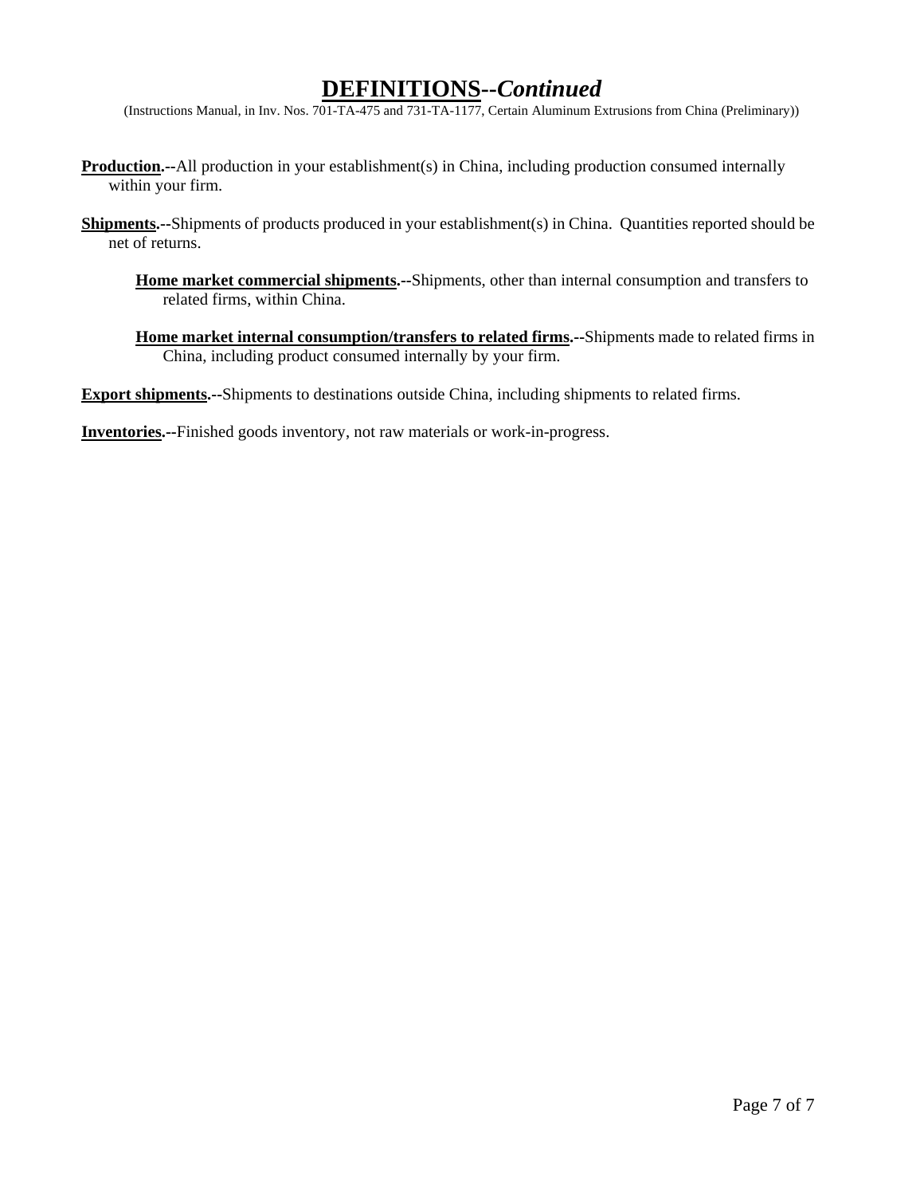# DEFINITIONS--*Continued*

(Instructions Manual, in Inv. Nos. 701-TA-475 and 731-TA-1177, Certain Aluminum Extrusions from China (Preliminary))

**Production.--**All production in your establishment(s) in China, including production consumed internally within your firm.

**Shipments.--**Shipments of products produced in your establishment(s) in China. Quantities reported should be net of returns.

> **Home market commercial shipments.--**Shipments, other than internal consumption and transfers to related firms, within China.
>
> **Home market internal consumption/transfers to related firms.--**Shipments made to related firms in China, including product consumed internally by your firm.

**Export shipments.--**Shipments to destinations outside China, including shipments to related firms.

**Inventories.--**Finished goods inventory, not raw materials or work-in-progress.